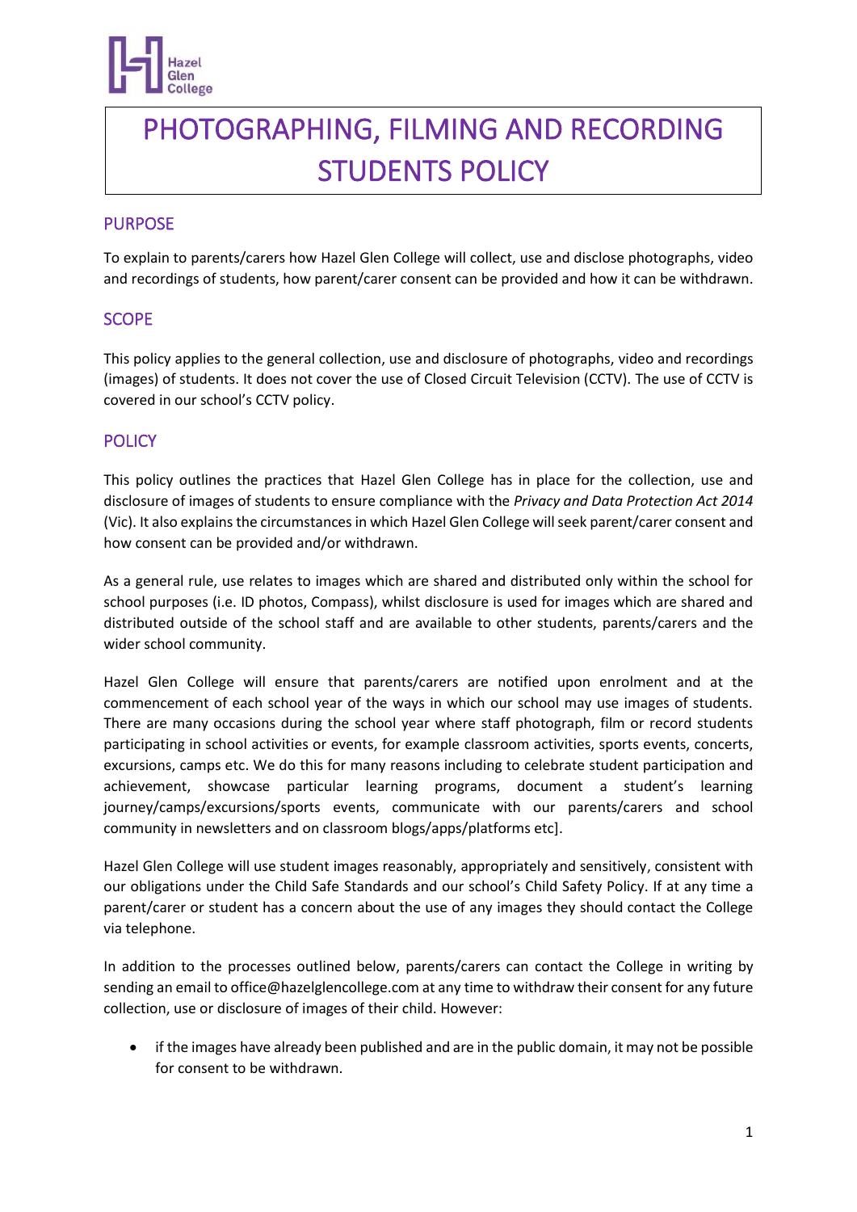# PHOTOGRAPHING, FILMING AND RECORDING STUDENTS POLICY

## PURPOSE

To explain to parents/carers how Hazel Glen College will collect, use and disclose photographs, video and recordings of students, how parent/carer consent can be provided and how it can be withdrawn.

## SCOPE

This policy applies to the general collection, use and disclosure of photographs, video and recordings (images) of students. It does not cover the use of Closed Circuit Television (CCTV). The use of CCTV is covered in our school's CCTV policy.

## POLICY

This policy outlines the practices that Hazel Glen College has in place for the collection, use and disclosure of images of students to ensure compliance with the *Privacy and Data Protection Act 2014* (Vic). It also explains the circumstances in which Hazel Glen College will seek parent/carer consent and how consent can be provided and/or withdrawn.

As a general rule, use relates to images which are shared and distributed only within the school for school purposes (i.e. ID photos, Compass), whilst disclosure is used for images which are shared and distributed outside of the school staff and are available to other students, parents/carers and the wider school community.

Hazel Glen College will ensure that parents/carers are notified upon enrolment and at the commencement of each school year of the ways in which our school may use images of students. There are many occasions during the school year where staff photograph, film or record students participating in school activities or events, for example classroom activities, sports events, concerts, excursions, camps etc. We do this for many reasons including to celebrate student participation and achievement, showcase particular learning programs, document a student's learning journey/camps/excursions/sports events, communicate with our parents/carers and school community in newsletters and on classroom blogs/apps/platforms etc].

Hazel Glen College will use student images reasonably, appropriately and sensitively, consistent with our obligations under the Child Safe Standards and our school's Child Safety Policy. If at any time a parent/carer or student has a concern about the use of any images they should contact the College via telephone.

In addition to the processes outlined below, parents/carers can contact the College in writing by sending an email to office@hazelglencollege.com at any time to withdraw their consent for any future collection, use or disclosure of images of their child. However:

- if the images have already been published and are in the public domain, it may not be possible for consent to be withdrawn.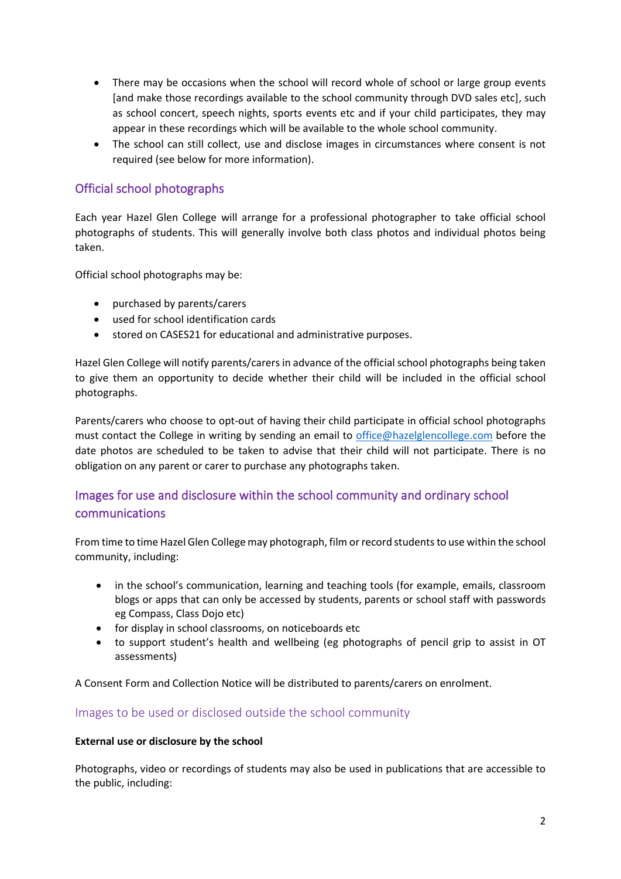- There may be occasions when the school will record whole of school or large group events [and make those recordings available to the school community through DVD sales etc], such as school concert, speech nights, sports events etc and if your child participates, they may appear in these recordings which will be available to the whole school community.
- The school can still collect, use and disclose images in circumstances where consent is not required (see below for more information).

## Official school photographs

Each year Hazel Glen College will arrange for a professional photographer to take official school photographs of students. This will generally involve both class photos and individual photos being taken.

Official school photographs may be:

- purchased by parents/carers
- used for school identification cards
- stored on CASES21 for educational and administrative purposes.

Hazel Glen College will notify parents/carers in advance of the official school photographs being taken to give them an opportunity to decide whether their child will be included in the official school photographs.

Parents/carers who choose to opt-out of having their child participate in official school photographs must contact the College in writing by sending an email to office@hazelglencollege.com before the date photos are scheduled to be taken to advise that their child will not participate. There is no obligation on any parent or carer to purchase any photographs taken.

## Images for use and disclosure within the school community and ordinary school communications

From time to time Hazel Glen College may photograph, film or record students to use within the school community, including:

- in the school's communication, learning and teaching tools (for example, emails, classroom blogs or apps that can only be accessed by students, parents or school staff with passwords eg Compass, Class Dojo etc)
- for display in school classrooms, on noticeboards etc
- to support student's health and wellbeing (eg photographs of pencil grip to assist in OT assessments)

A Consent Form and Collection Notice will be distributed to parents/carers on enrolment.

## Images to be used or disclosed outside the school community

**External use or disclosure by the school**

Photographs, video or recordings of students may also be used in publications that are accessible to the public, including: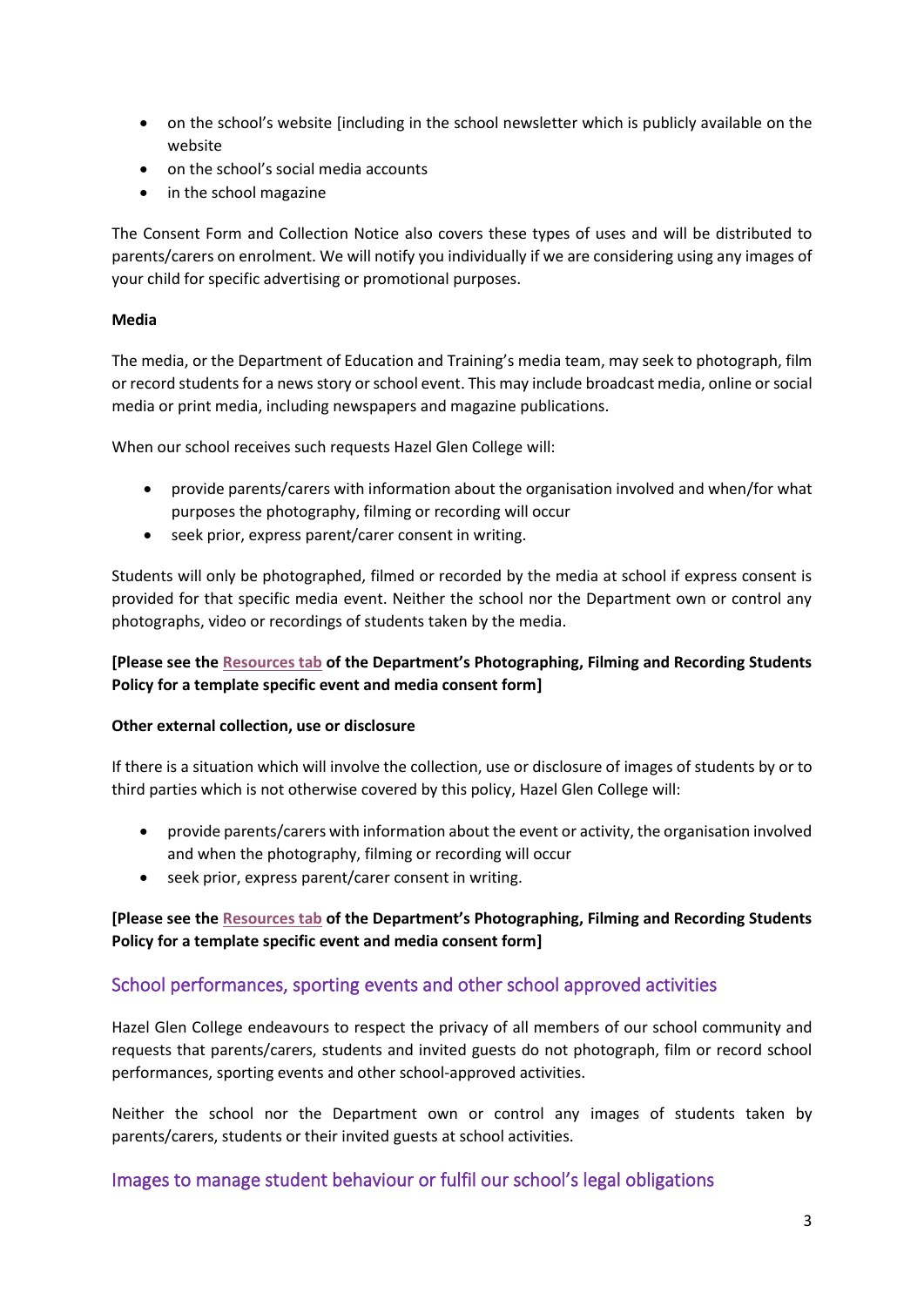- on the school's website [including in the school newsletter which is publicly available on the website
- on the school's social media accounts
- in the school magazine

The Consent Form and Collection Notice also covers these types of uses and will be distributed to parents/carers on enrolment. We will notify you individually if we are considering using any images of your child for specific advertising or promotional purposes.

**Media**

The media, or the Department of Education and Training's media team, may seek to photograph, film or record students for a news story or school event. This may include broadcast media, online or social media or print media, including newspapers and magazine publications.

When our school receives such requests Hazel Glen College will:

- provide parents/carers with information about the organisation involved and when/for what purposes the photography, filming or recording will occur
- seek prior, express parent/carer consent in writing.

Students will only be photographed, filmed or recorded by the media at school if express consent is provided for that specific media event. Neither the school nor the Department own or control any photographs, video or recordings of students taken by the media.

**[Please see the Resources tab of the Department's Photographing, Filming and Recording Students Policy for a template specific event and media consent form]**

**Other external collection, use or disclosure**

If there is a situation which will involve the collection, use or disclosure of images of students by or to third parties which is not otherwise covered by this policy, Hazel Glen College will:

- provide parents/carers with information about the event or activity, the organisation involved and when the photography, filming or recording will occur
- seek prior, express parent/carer consent in writing.

**[Please see the Resources tab of the Department's Photographing, Filming and Recording Students Policy for a template specific event and media consent form]**

## School performances, sporting events and other school approved activities

Hazel Glen College endeavours to respect the privacy of all members of our school community and requests that parents/carers, students and invited guests do not photograph, film or record school performances, sporting events and other school-approved activities.

Neither the school nor the Department own or control any images of students taken by parents/carers, students or their invited guests at school activities.

## Images to manage student behaviour or fulfil our school's legal obligations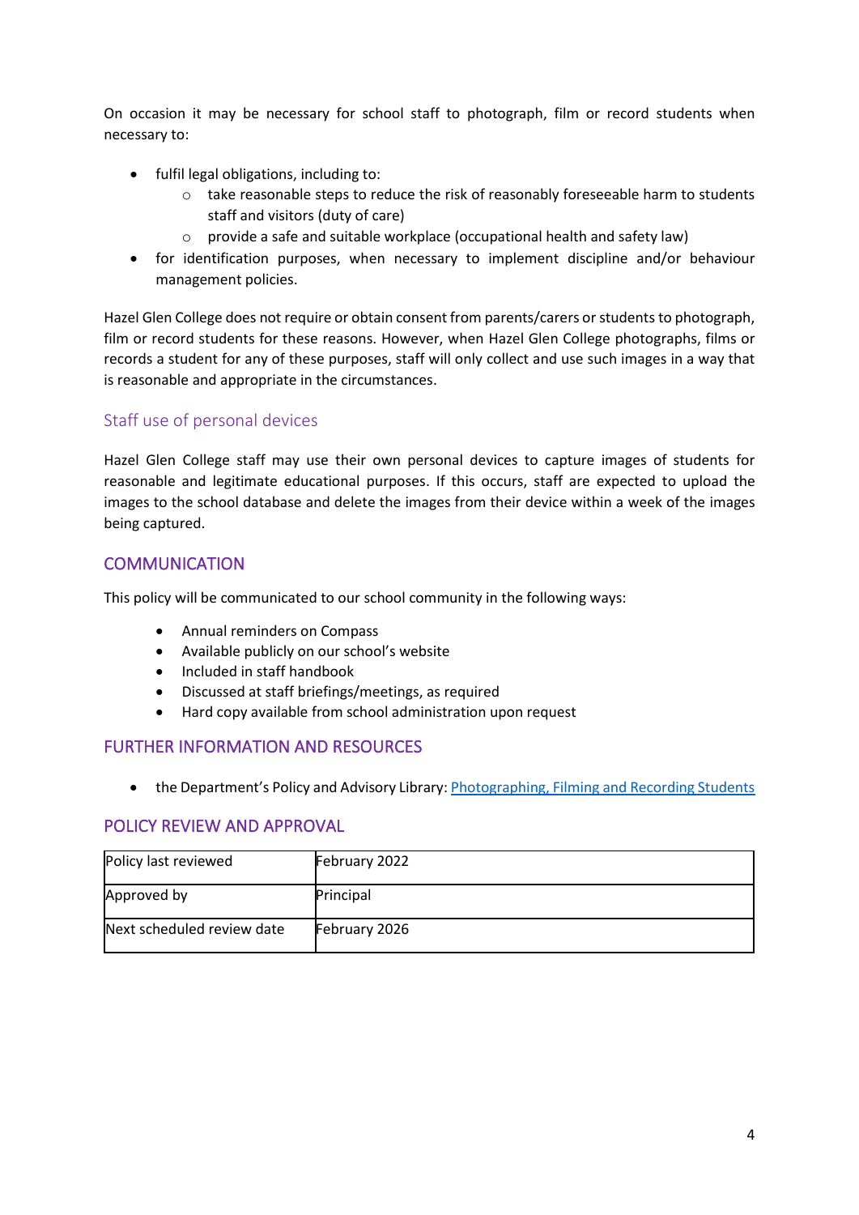On occasion it may be necessary for school staff to photograph, film or record students when necessary to:

- fulfil legal obligations, including to:
    - take reasonable steps to reduce the risk of reasonably foreseeable harm to students staff and visitors (duty of care)
    - provide a safe and suitable workplace (occupational health and safety law)
- for identification purposes, when necessary to implement discipline and/or behaviour management policies.

Hazel Glen College does not require or obtain consent from parents/carers or students to photograph, film or record students for these reasons. However, when Hazel Glen College photographs, films or records a student for any of these purposes, staff will only collect and use such images in a way that is reasonable and appropriate in the circumstances.

### Staff use of personal devices

Hazel Glen College staff may use their own personal devices to capture images of students for reasonable and legitimate educational purposes. If this occurs, staff are expected to upload the images to the school database and delete the images from their device within a week of the images being captured.

## COMMUNICATION

This policy will be communicated to our school community in the following ways:

- Annual reminders on Compass
- Available publicly on our school's website
- Included in staff handbook
- Discussed at staff briefings/meetings, as required
- Hard copy available from school administration upon request

## FURTHER INFORMATION AND RESOURCES

- the Department's Policy and Advisory Library: [Photographing, Filming and Recording Students]

## POLICY REVIEW AND APPROVAL

| | |
|---|---|
| Policy last reviewed | February 2022 |
| Approved by | Principal |
| Next scheduled review date | February 2026 |